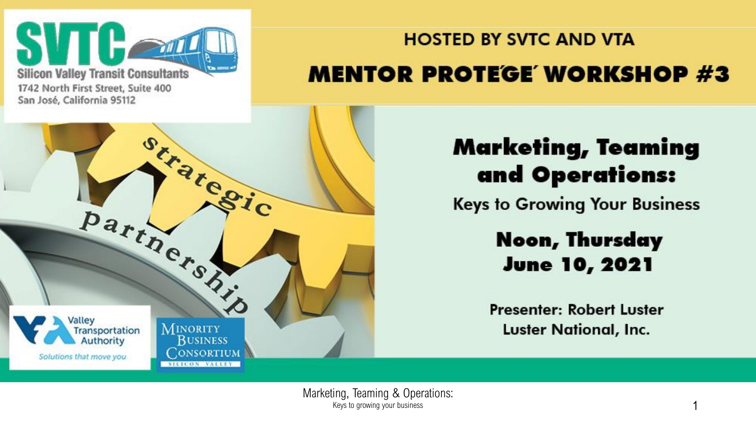**SVTC**
Silicon Valley Transit Consultants
1742 North First Street, Suite 400
San José, California 95112

HOSTED BY SVTC AND VTA

# MENTOR PROTEGE' WORKSHOP #3

strategic partnership

## Marketing, Teaming and Operations:

Keys to Growing Your Business

**Noon, Thursday June 10, 2021**

Presenter: Robert Luster
Luster National, Inc.

Valley Transportation Authority
*Solutions that move you*

Minority Business Consortium
Silicon Valley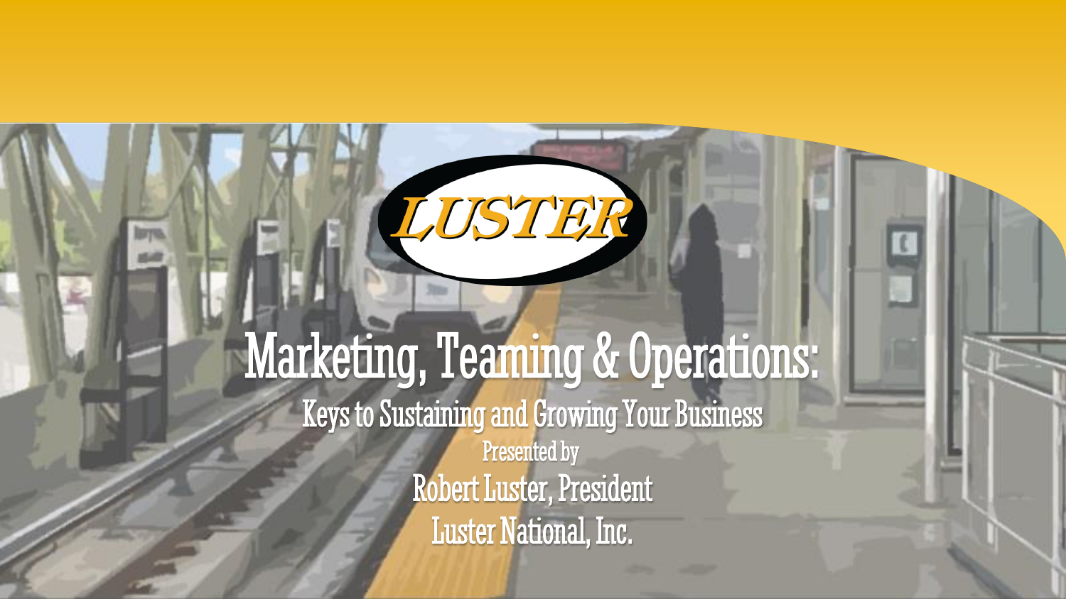LUSTER

# Marketing, Teaming & Operations:

## Keys to Sustaining and Growing Your Business

Presented by

Robert Luster, President

Luster National, Inc.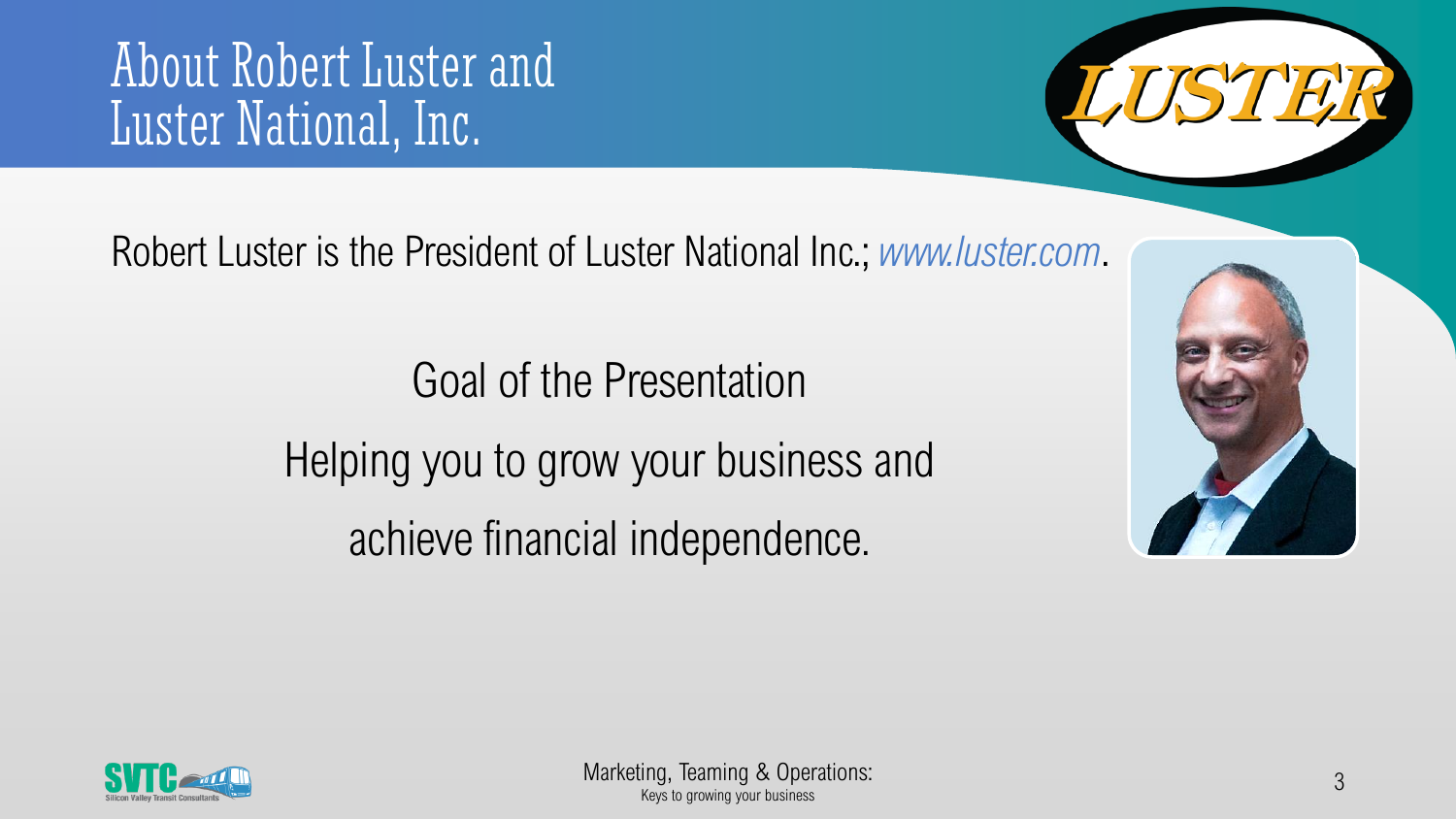# About Robert Luster and Luster National, Inc.

Robert Luster is the President of Luster National Inc.; *www.luster.com*.

Goal of the Presentation

Helping you to grow your business and achieve financial independence.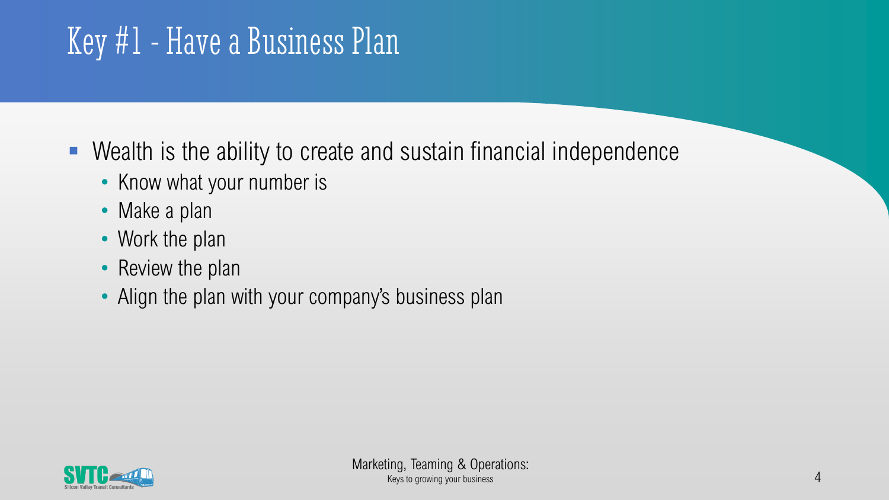# Key #1 - Have a Business Plan

- Wealth is the ability to create and sustain financial independence
  - Know what your number is
  - Make a plan
  - Work the plan
  - Review the plan
  - Align the plan with your company's business plan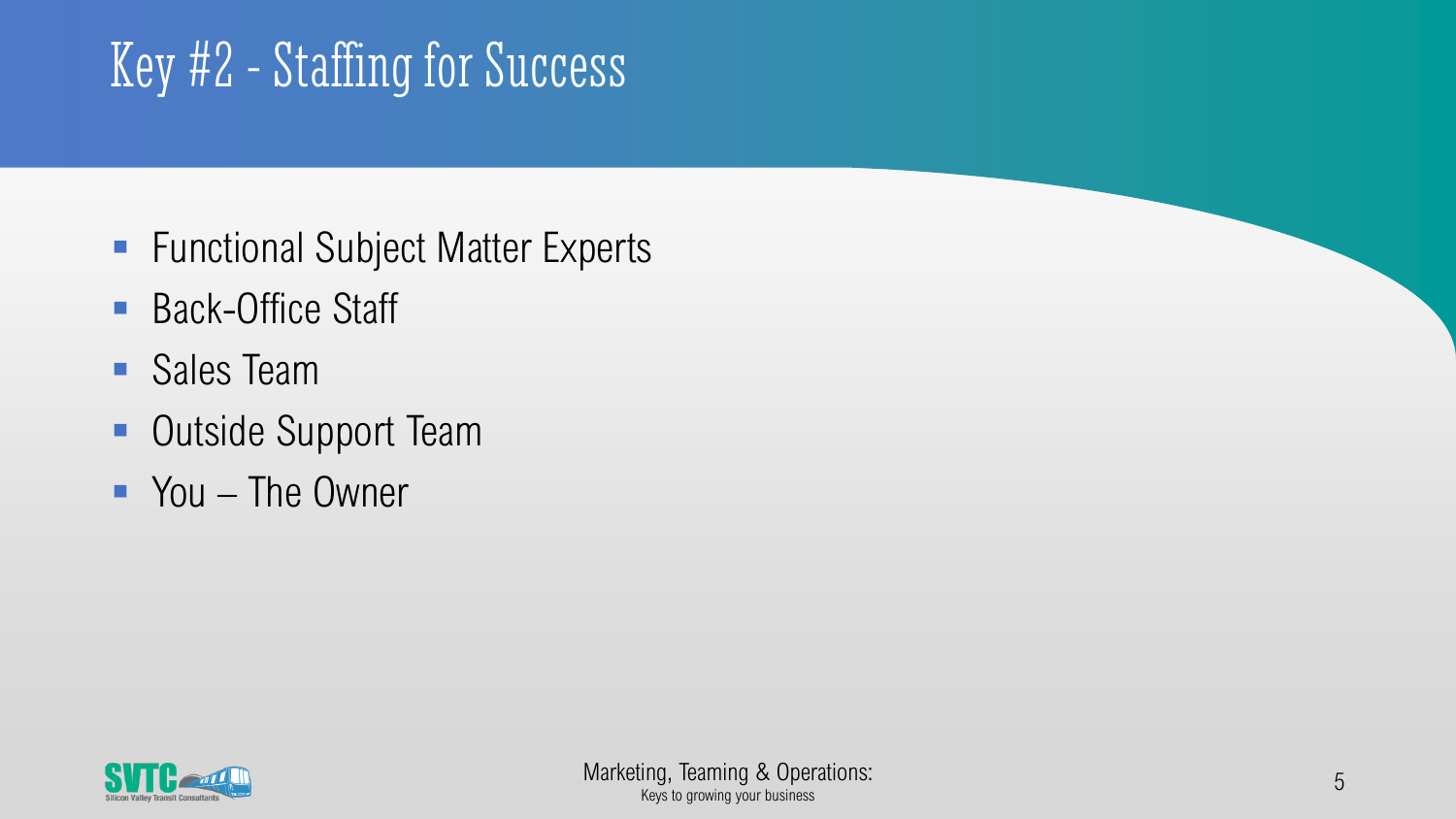# Key #2 - Staffing for Success

- Functional Subject Matter Experts
- Back-Office Staff
- Sales Team
- Outside Support Team
- You – The Owner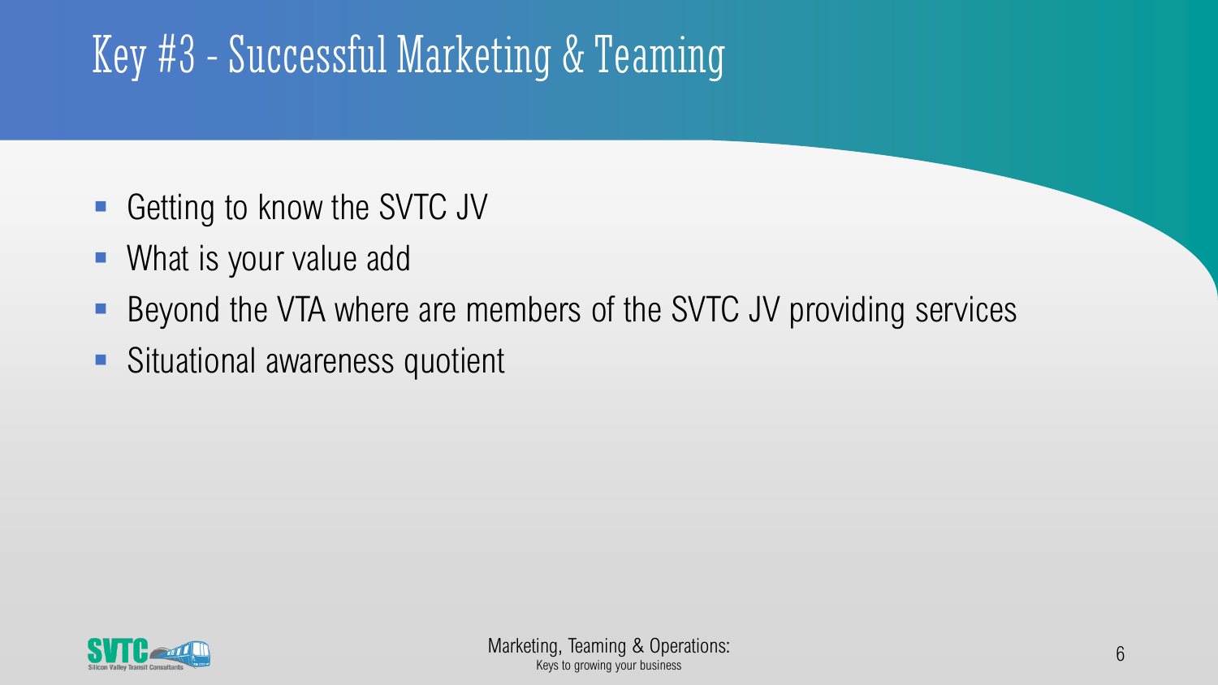# Key #3 - Successful Marketing & Teaming

- Getting to know the SVTC JV
- What is your value add
- Beyond the VTA where are members of the SVTC JV providing services
- Situational awareness quotient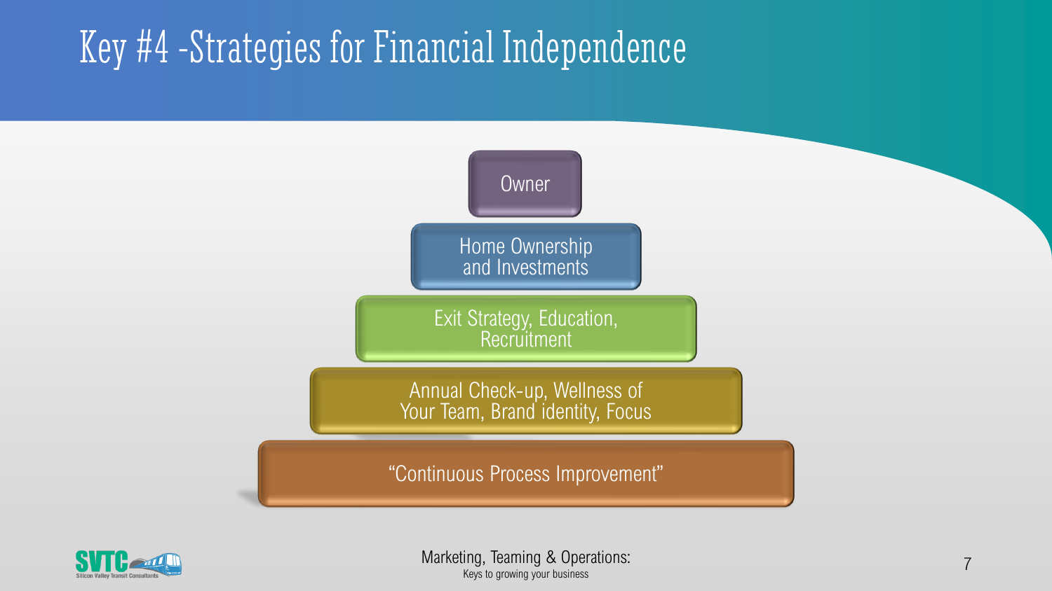# Key #4 -Strategies for Financial Independence

- Owner
- Home Ownership and Investments
- Exit Strategy, Education, Recruitment
- Annual Check-up, Wellness of Your Team, Brand identity, Focus
- "Continuous Process Improvement"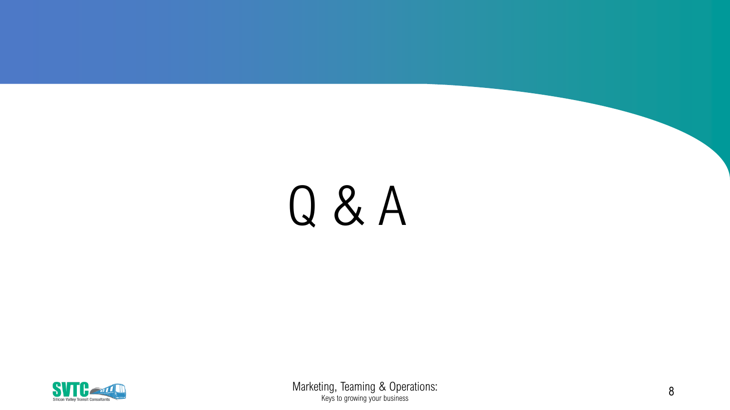# Q & A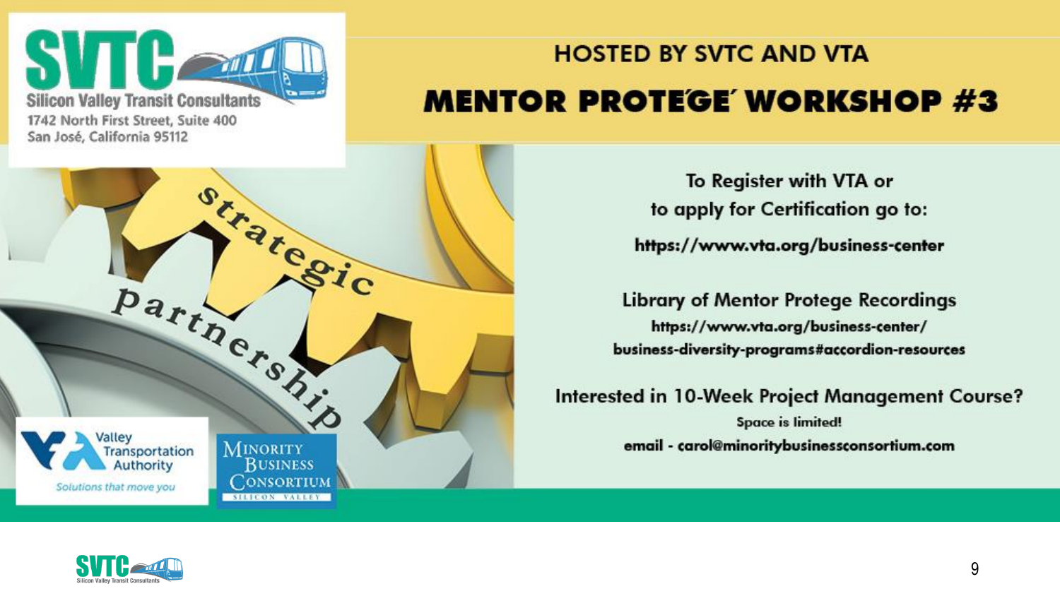SVTC

Silicon Valley Transit Consultants

1742 North First Street, Suite 400
San José, California 95112

## HOSTED BY SVTC AND VTA

# MENTOR PROTEǴE´ WORKSHOP #3

strategic partnership

Valley Transportation Authority

*Solutions that move you*

Minority Business Consortium
Silicon Valley

To Register with VTA or
to apply for Certification go to:

**https://www.vta.org/business-center**

Library of Mentor Protege Recordings

**https://www.vta.org/business-center/
business-diversity-programs#accordion-resources**

Interested in 10-Week Project Management Course?

**Space is limited!**

**email - carol@minoritybusinessconsortium.com**